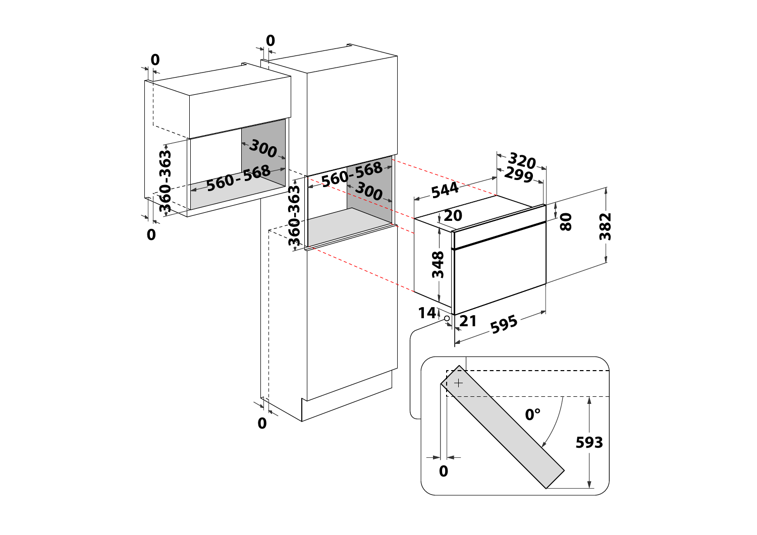0

0

300

360-363

560-568

0

0

560-568

300

360-363

0

320

299

544

20

80

382

348

14

21

595

0°

593

0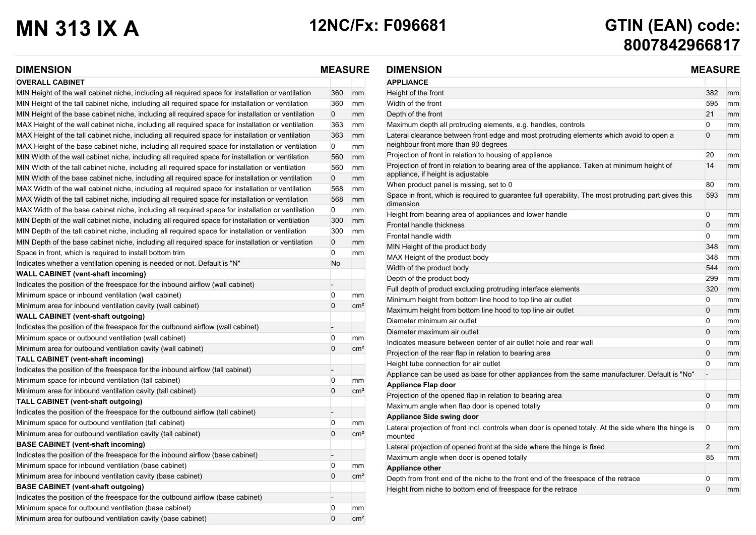# MN 313 IX A

**12NC/Fx: F096681**

**GTIN (EAN) code: 8007842966817**

| DIMENSION | MEASURE | |
|---|---|---|
| **OVERALL CABINET** | | |
| MIN Height of the wall cabinet niche, including all required space for installation or ventilation | 360 | mm |
| MIN Height of the tall cabinet niche, including all required space for installation or ventilation | 360 | mm |
| MIN Height of the base cabinet niche, including all required space for installation or ventilation | 0 | mm |
| MAX Height of the wall cabinet niche, including all required space for installation or ventilation | 363 | mm |
| MAX Height of the tall cabinet niche, including all required space for installation or ventilation | 363 | mm |
| MAX Height of the base cabinet niche, including all required space for installation or ventilation | 0 | mm |
| MIN Width of the wall cabinet niche, including all required space for installation or ventilation | 560 | mm |
| MIN Width of the tall cabinet niche, including all required space for installation or ventilation | 560 | mm |
| MIN Width of the base cabinet niche, including all required space for installation or ventilation | 0 | mm |
| MAX Width of the wall cabinet niche, including all required space for installation or ventilation | 568 | mm |
| MAX Width of the tall cabinet niche, including all required space for installation or ventilation | 568 | mm |
| MAX Width of the base cabinet niche, including all required space for installation or ventilation | 0 | mm |
| MIN Depth of the wall cabinet niche, including all required space for installation or ventilation | 300 | mm |
| MIN Depth of the tall cabinet niche, including all required space for installation or ventilation | 300 | mm |
| MIN Depth of the base cabinet niche, including all required space for installation or ventilation | 0 | mm |
| Space in front, which is required to install bottom trim | 0 | mm |
| Indicates whether a ventilation opening is needed or not. Default is "N" | No | |
| **WALL CABINET (vent-shaft incoming)** | | |
| Indicates the position of the freespace for the inbound airflow (wall cabinet) | - | |
| Minimum space or inbound ventilation (wall cabinet) | 0 | mm |
| Minimum area for inbound ventilation cavity (wall cabinet) | 0 | cm² |
| **WALL CABINET (vent-shaft outgoing)** | | |
| Indicates the position of the freespace for the outbound airflow (wall cabinet) | - | |
| Minimum space or outbound ventilation (wall cabinet) | 0 | mm |
| Minimum area for outbound ventilation cavity (wall cabinet) | 0 | cm² |
| **TALL CABINET (vent-shaft incoming)** | | |
| Indicates the position of the freespace for the inbound airflow (tall cabinet) | - | |
| Minimum space for inbound ventilation (tall cabinet) | 0 | mm |
| Minimum area for inbound ventilation cavity (tall cabinet) | 0 | cm² |
| **TALL CABINET (vent-shaft outgoing)** | | |
| Indicates the position of the freespace for the outbound airflow (tall cabinet) | - | |
| Minimum space for outbound ventilation (tall cabinet) | 0 | mm |
| Minimum area for outbound ventilation cavity (tall cabinet) | 0 | cm² |
| **BASE CABINET (vent-shaft incoming)** | | |
| Indicates the position of the freespace for the inbound airflow (base cabinet) | - | |
| Minimum space for inbound ventilation (base cabinet) | 0 | mm |
| Minimum area for inbound ventilation cavity (base cabinet) | 0 | cm² |
| **BASE CABINET (vent-shaft outgoing)** | | |
| Indicates the position of the freespace for the outbound airflow (base cabinet) | - | |
| Minimum space for outbound ventilation (base cabinet) | 0 | mm |
| Minimum area for outbound ventilation cavity (base cabinet) | 0 | cm² |

| DIMENSION | MEASURE | |
|---|---|---|
| **APPLIANCE** | | |
| Height of the front | 382 | mm |
| Width of the front | 595 | mm |
| Depth of the front | 21 | mm |
| Maximum depth all protruding elements, e.g. handles, controls | 0 | mm |
| Lateral clearance between front edge and most protruding elements which avoid to open a neighbour front more than 90 degrees | 0 | mm |
| Projection of front in relation to housing of appliance | 20 | mm |
| Projection of front in relation to bearing area of the appliance. Taken at minimum height of appliance, if height is adjustable | 14 | mm |
| When product panel is missing, set to 0 | 80 | mm |
| Space in front, which is required to guarantee full operability. The most protruding part gives this dimension | 593 | mm |
| Height from bearing area of appliances and lower handle | 0 | mm |
| Frontal handle thickness | 0 | mm |
| Frontal handle width | 0 | mm |
| MIN Height of the product body | 348 | mm |
| MAX Height of the product body | 348 | mm |
| Width of the product body | 544 | mm |
| Depth of the product body | 299 | mm |
| Full depth of product excluding protruding interface elements | 320 | mm |
| Minimum height from bottom line hood to top line air outlet | 0 | mm |
| Maximum height from bottom line hood to top line air outlet | 0 | mm |
| Diameter minimum air outlet | 0 | mm |
| Diameter maximum air outlet | 0 | mm |
| Indicates measure between center of air outlet hole and rear wall | 0 | mm |
| Projection of the rear flap in relation to bearing area | 0 | mm |
| Height tube connection for air outlet | 0 | mm |
| Appliance can be used as base for other appliances from the same manufacturer. Default is "No" | - | |
| **Appliance Flap door** | | |
| Projection of the opened flap in relation to bearing area | 0 | mm |
| Maximum angle when flap door is opened totally | 0 | mm |
| **Appliance Side swing door** | | |
| Lateral projection of front incl. controls when door is opened totaly. At the side where the hinge is mounted | 0 | mm |
| Lateral projection of opened front at the side where the hinge is fixed | 2 | mm |
| Maximum angle when door is opened totally | 85 | mm |
| **Appliance other** | | |
| Depth from front end of the niche to the front end of the freespace of the retrace | 0 | mm |
| Height from niche to bottom end of freespace for the retrace | 0 | mm |